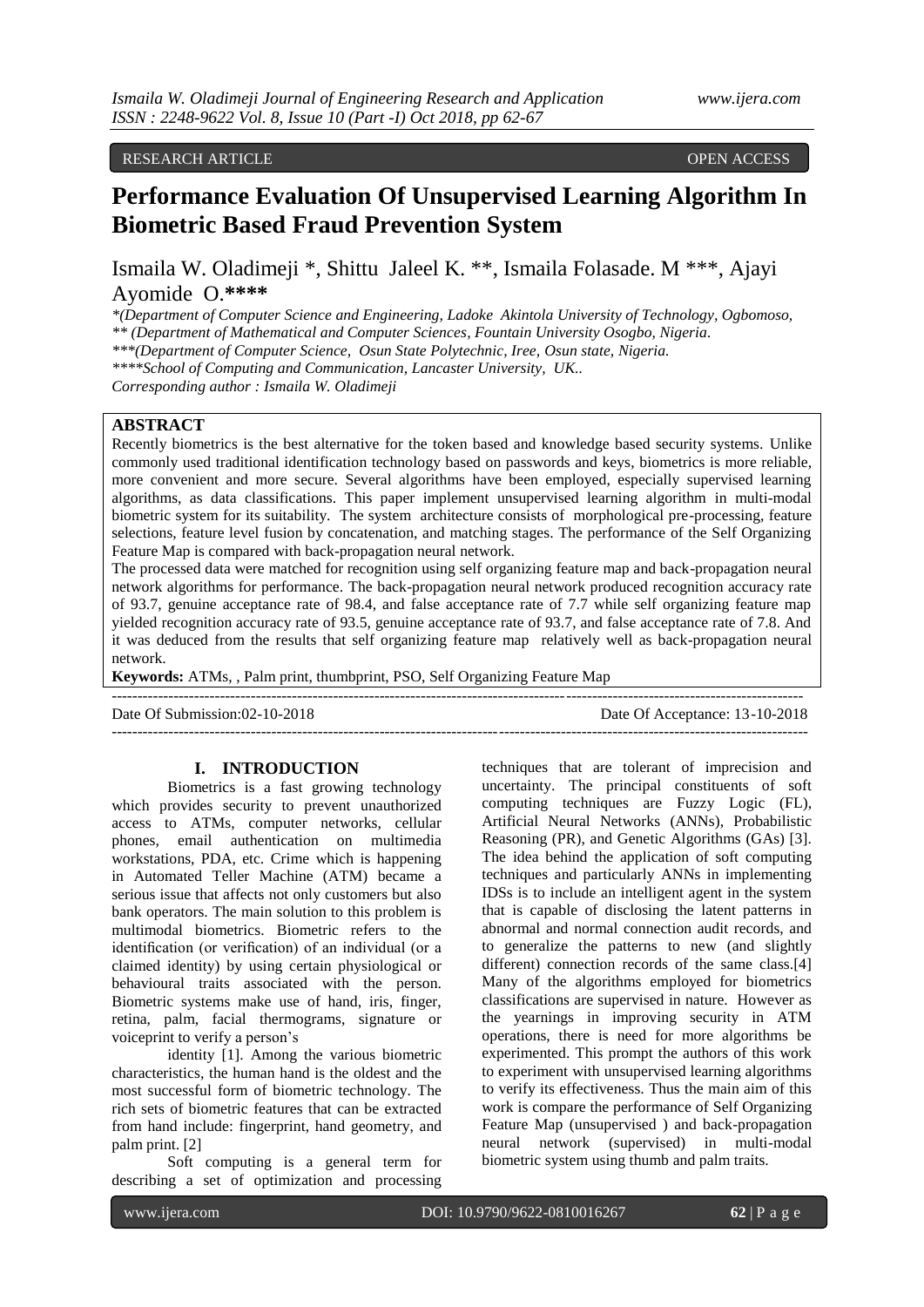RESEARCH ARTICLE OPEN ACCESS

# Performance Evaluation Of Unsupervised Learning Algorithm In Biometric Based Fraud Prevention System

Ismaila W. Oladimeji *, Shittu Jaleel K. **, Ismaila Folasade. M ***, Ajayi Ayomide O.****

*\*(Department of Computer Science and Engineering, Ladoke Akintola University of Technology, Ogbomoso,*
*\*\* (Department of Mathematical and Computer Sciences, Fountain University Osogbo, Nigeria.*
*\*\*\*(Department of Computer Science, Osun State Polytechnic, Iree, Osun state, Nigeria.*
*\*\*\*\*School of Computing and Communication, Lancaster University, UK..*
*Corresponding author : Ismaila W. Oladimeji*

## ABSTRACT

Recently biometrics is the best alternative for the token based and knowledge based security systems. Unlike commonly used traditional identification technology based on passwords and keys, biometrics is more reliable, more convenient and more secure. Several algorithms have been employed, especially supervised learning algorithms, as data classifications. This paper implement unsupervised learning algorithm in multi-modal biometric system for its suitability. The system architecture consists of morphological pre-processing, feature selections, feature level fusion by concatenation, and matching stages. The performance of the Self Organizing Feature Map is compared with back-propagation neural network.

The processed data were matched for recognition using self organizing feature map and back-propagation neural network algorithms for performance. The back-propagation neural network produced recognition accuracy rate of 93.7, genuine acceptance rate of 98.4, and false acceptance rate of 7.7 while self organizing feature map yielded recognition accuracy rate of 93.5, genuine acceptance rate of 93.7, and false acceptance rate of 7.8. And it was deduced from the results that self organizing feature map relatively well as back-propagation neural network.

**Keywords:** ATMs, , Palm print, thumbprint, PSO, Self Organizing Feature Map

---

Date Of Submission:02-10-2018 Date Of Acceptance: 13-10-2018

---

## I. INTRODUCTION

Biometrics is a fast growing technology which provides security to prevent unauthorized access to ATMs, computer networks, cellular phones, email authentication on multimedia workstations, PDA, etc. Crime which is happening in Automated Teller Machine (ATM) became a serious issue that affects not only customers but also bank operators. The main solution to this problem is multimodal biometrics. Biometric refers to the identification (or verification) of an individual (or a claimed identity) by using certain physiological or behavioural traits associated with the person. Biometric systems make use of hand, iris, finger, retina, palm, facial thermograms, signature or voiceprint to verify a person's identity [1]. Among the various biometric characteristics, the human hand is the oldest and the most successful form of biometric technology. The rich sets of biometric features that can be extracted from hand include: fingerprint, hand geometry, and palm print. [2]

Soft computing is a general term for describing a set of optimization and processing techniques that are tolerant of imprecision and uncertainty. The principal constituents of soft computing techniques are Fuzzy Logic (FL), Artificial Neural Networks (ANNs), Probabilistic Reasoning (PR), and Genetic Algorithms (GAs) [3]. The idea behind the application of soft computing techniques and particularly ANNs in implementing IDSs is to include an intelligent agent in the system that is capable of disclosing the latent patterns in abnormal and normal connection audit records, and to generalize the patterns to new (and slightly different) connection records of the same class.[4] Many of the algorithms employed for biometrics classifications are supervised in nature. However as the yearnings in improving security in ATM operations, there is need for more algorithms be experimented. This prompt the authors of this work to experiment with unsupervised learning algorithms to verify its effectiveness. Thus the main aim of this work is compare the performance of Self Organizing Feature Map (unsupervised ) and back-propagation neural network (supervised) in multi-modal biometric system using thumb and palm traits.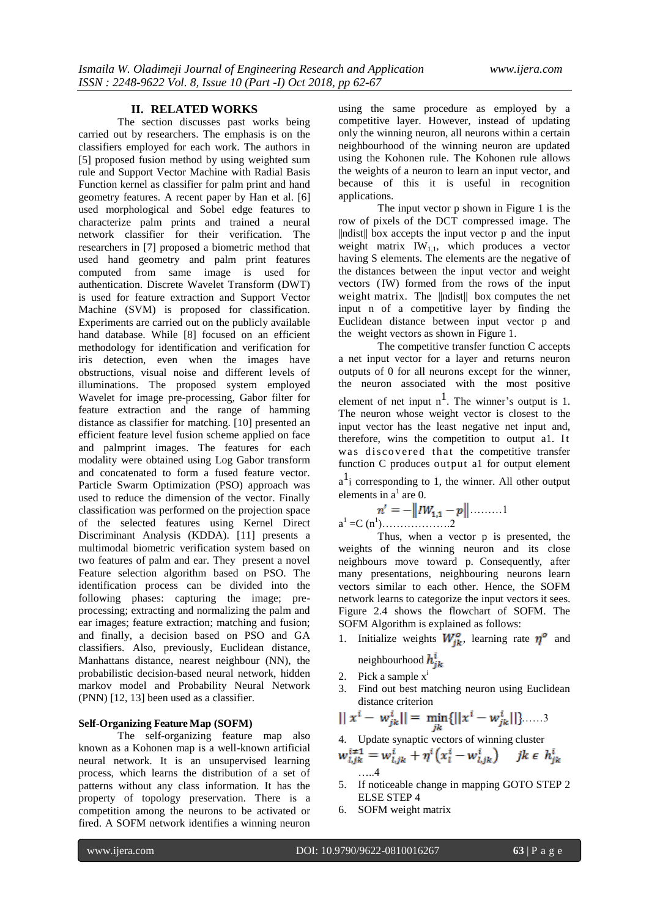## II. RELATED WORKS

The section discusses past works being carried out by researchers. The emphasis is on the classifiers employed for each work. The authors in [5] proposed fusion method by using weighted sum rule and Support Vector Machine with Radial Basis Function kernel as classifier for palm print and hand geometry features. A recent paper by Han et al. [6] used morphological and Sobel edge features to characterize palm prints and trained a neural network classifier for their verification. The researchers in [7] proposed a biometric method that used hand geometry and palm print features computed from same image is used for authentication. Discrete Wavelet Transform (DWT) is used for feature extraction and Support Vector Machine (SVM) is proposed for classification. Experiments are carried out on the publicly available hand database. While [8] focused on an efficient methodology for identification and verification for iris detection, even when the images have obstructions, visual noise and different levels of illuminations. The proposed system employed Wavelet for image pre-processing, Gabor filter for feature extraction and the range of hamming distance as classifier for matching. [10] presented an efficient feature level fusion scheme applied on face and palmprint images. The features for each modality were obtained using Log Gabor transform and concatenated to form a fused feature vector. Particle Swarm Optimization (PSO) approach was used to reduce the dimension of the vector. Finally classification was performed on the projection space of the selected features using Kernel Direct Discriminant Analysis (KDDA). [11] presents a multimodal biometric verification system based on two features of palm and ear. They present a novel Feature selection algorithm based on PSO. The identification process can be divided into the following phases: capturing the image; pre-processing; extracting and normalizing the palm and ear images; feature extraction; matching and fusion; and finally, a decision based on PSO and GA classifiers. Also, previously, Euclidean distance, Manhattans distance, nearest neighbour (NN), the probabilistic decision-based neural network, hidden markov model and Probability Neural Network (PNN) [12, 13] been used as a classifier.

### Self-Organizing Feature Map (SOFM)

The self-organizing feature map also known as a Kohonen map is a well-known artificial neural network. It is an unsupervised learning process, which learns the distribution of a set of patterns without any class information. It has the property of topology preservation. There is a competition among the neurons to be activated or fired. A SOFM network identifies a winning neuron using the same procedure as employed by a competitive layer. However, instead of updating only the winning neuron, all neurons within a certain neighbourhood of the winning neuron are updated using the Kohonen rule. The Kohonen rule allows the weights of a neuron to learn an input vector, and because of this it is useful in recognition applications.

The input vector p shown in Figure 1 is the row of pixels of the DCT compressed image. The ||ndist|| box accepts the input vector p and the input weight matrix $IW_{1,1}$, which produces a vector having S elements. The elements are the negative of the distances between the input vector and weight vectors (IW) formed from the rows of the input weight matrix. The ||ndist|| box computes the net input n of a competitive layer by finding the Euclidean distance between input vector p and the weight vectors as shown in Figure 1.

The competitive transfer function C accepts a net input vector for a layer and returns neuron outputs of 0 for all neurons except for the winner, the neuron associated with the most positive element of net input $n^1$. The winner's output is 1. The neuron whose weight vector is closest to the input vector has the least negative net input and, therefore, wins the competition to output a1. It was discovered that the competitive transfer function C produces output a1 for output element $a^1{}_i$ corresponding to 1, the winner. All other output elements in $a^1$ are 0.

$$n' = -\|IW_{1,1} - p\| \quad \text{.........1}$$

$$a^1 = C\,(n^1) \quad \text{..................2}$$

Thus, when a vector p is presented, the weights of the winning neuron and its close neighbours move toward p. Consequently, after many presentations, neighbouring neurons learn vectors similar to each other. Hence, the SOFM network learns to categorize the input vectors it sees. Figure 2.4 shows the flowchart of SOFM. The SOFM Algorithm is explained as follows:

1. Initialize weights $W_{jk}^{o}$, learning rate $\eta^{o}$ and neighbourhood $h_{jk}^{i}$
2. Pick a sample $x^i$
3. Find out best matching neuron using Euclidean distance criterion

$$\| x^i - w_{jk}^i \| = \min_{jk}\{\|x^i - w_{jk}^i\|\} \quad \text{......3}$$

4. Update synaptic vectors of winning cluster

$$w_{l,jk}^{i\neq 1} = w_{l,jk}^{i} + \eta^i\left(x_l^i - w_{l,jk}^i\right) \qquad jk \in h_{jk}^i \quad \text{.....4}$$

5. If noticeable change in mapping GOTO STEP 2 ELSE STEP 4
6. SOFM weight matrix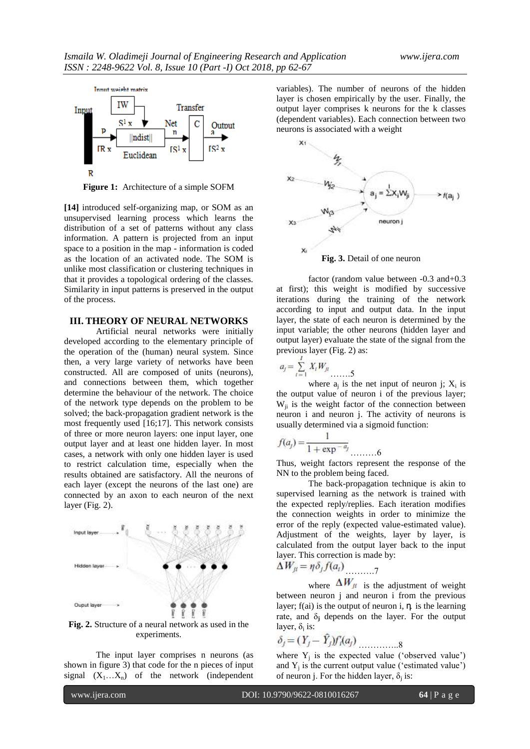Figure 1: Architecture of a simple SOFM

**[14]** introduced self-organizing map, or SOM as an unsupervised learning process which learns the distribution of a set of patterns without any class information. A pattern is projected from an input space to a position in the map - information is coded as the location of an activated node. The SOM is unlike most classification or clustering techniques in that it provides a topological ordering of the classes. Similarity in input patterns is preserved in the output of the process.

## III. THEORY OF NEURAL NETWORKS

Artificial neural networks were initially developed according to the elementary principle of the operation of the (human) neural system. Since then, a very large variety of networks have been constructed. All are composed of units (neurons), and connections between them, which together determine the behaviour of the network. The choice of the network type depends on the problem to be solved; the back-propagation gradient network is the most frequently used [16;17]. This network consists of three or more neuron layers: one input layer, one output layer and at least one hidden layer. In most cases, a network with only one hidden layer is used to restrict calculation time, especially when the results obtained are satisfactory. All the neurons of each layer (except the neurons of the last one) are connected by an axon to each neuron of the next layer (Fig. 2).

**Fig. 2.** Structure of a neural network as used in the experiments.

The input layer comprises n neurons (as shown in figure 3) that code for the n pieces of input signal $(X_1 \dots X_n)$ of the network (independent variables). The number of neurons of the hidden layer is chosen empirically by the user. Finally, the output layer comprises k neurons for the k classes (dependent variables). Each connection between two neurons is associated with a weight

**Fig. 3.** Detail of one neuron

factor (random value between -0.3 and+0.3 at first); this weight is modified by successive iterations during the training of the network according to input and output data. In the input layer, the state of each neuron is determined by the input variable; the other neurons (hidden layer and output layer) evaluate the state of the signal from the previous layer (Fig. 2) as:

$$a_j = \sum_{i=1}^{I} X_i W_{ji} \quad \text{.......5}$$

where $a_j$ is the net input of neuron j; $X_i$ is the output value of neuron i of the previous layer; $W_{ji}$ is the weight factor of the connection between neuron i and neuron j. The activity of neurons is usually determined via a sigmoid function:

$$f(a_j) = \frac{1}{1 + \exp^{-a_j}} \quad \text{.........6}$$

Thus, weight factors represent the response of the NN to the problem being faced.

The back-propagation technique is akin to supervised learning as the network is trained with the expected reply/replies. Each iteration modifies the connection weights in order to minimize the error of the reply (expected value-estimated value). Adjustment of the weights, layer by layer, is calculated from the output layer back to the input layer. This correction is made by:

$$\Delta W_{ji} = \eta \delta_j f(a_i) \quad \text{..........7}$$

where $\Delta W_{ji}$ is the adjustment of weight between neuron j and neuron i from the previous layer; f(ai) is the output of neuron i, $\eta$ is the learning rate, and $\delta_j$ depends on the layer. For the output layer, $\delta_j$ is:

$$\delta_j = (Y_j - \hat{Y}_j) f'_j(a_j) \quad \text{..............8}$$

where $Y_j$ is the expected value ('observed value') and $Y_j$ is the current output value ('estimated value') of neuron j. For the hidden layer, $\delta_j$ is: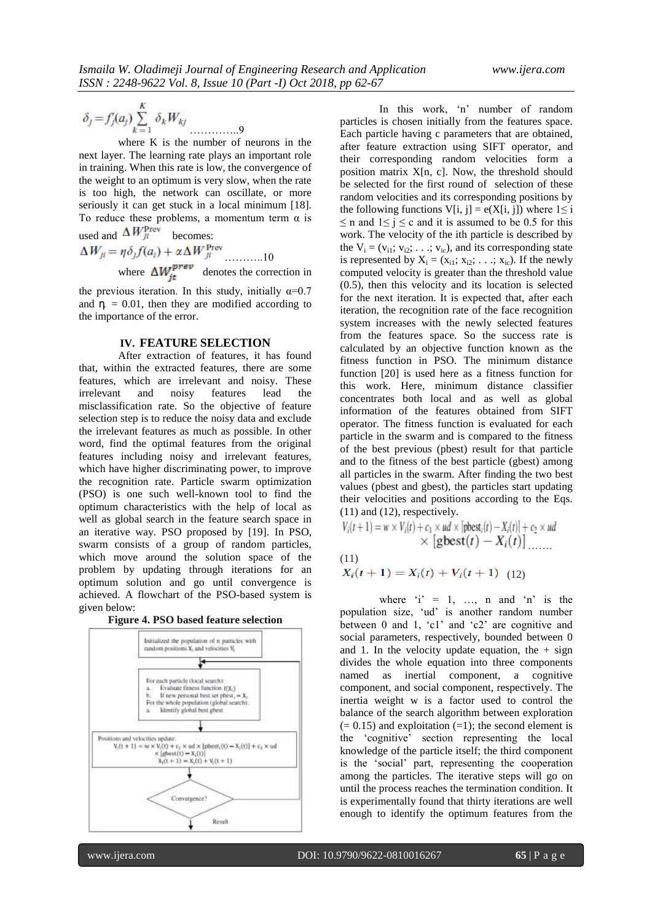$$\delta_j = f_j'(a_j)\sum_{k=1}^{K}\delta_k W_{kj} \quad \text{.............9}$$

where K is the number of neurons in the next layer. The learning rate plays an important role in training. When this rate is low, the convergence of the weight to an optimum is very slow, when the rate is too high, the network can oscillate, or more seriously it can get stuck in a local minimum [18]. To reduce these problems, a momentum term α is used and $\Delta W_{ji}^{\text{Prev}}$ becomes:

$$\Delta W_{ji} = \eta \delta_j f(a_i) + \alpha \Delta W_{ji}^{\text{Prev}} \quad \text{..........10}$$

where $\Delta W_{jt}^{prev}$ denotes the correction in the previous iteration. In this study, initially α=0.7 and η = 0.01, then they are modified according to the importance of the error.

## IV. FEATURE SELECTION

After extraction of features, it has found that, within the extracted features, there are some features, which are irrelevant and noisy. These irrelevant and noisy features lead the misclassification rate. So the objective of feature selection step is to reduce the noisy data and exclude the irrelevant features as much as possible. In other word, find the optimal features from the original features including noisy and irrelevant features, which have higher discriminating power, to improve the recognition rate. Particle swarm optimization (PSO) is one such well-known tool to find the optimum characteristics with the help of local as well as global search in the feature search space in an iterative way. PSO proposed by [19]. In PSO, swarm consists of a group of random particles, which move around the solution space of the problem by updating through iterations for an optimum solution and go until convergence is achieved. A flowchart of the PSO-based system is given below:

**Figure 4. PSO based feature selection**

In this work, 'n' number of random particles is chosen initially from the features space. Each particle having c parameters that are obtained, after feature extraction using SIFT operator, and their corresponding random velocities form a position matrix X[n, c]. Now, the threshold should be selected for the first round of selection of these random velocities and its corresponding positions by the following functions V[i, j] = e(X[i, j]) where 1≤ i ≤ n and 1≤ j ≤ c and it is assumed to be 0.5 for this work. The velocity of the ith particle is described by the $V_i = (v_{i1}; v_{i2}; \ldots; v_{ic})$, and its corresponding state is represented by $X_i = (x_{i1}; x_{i2}; \ldots; x_{ic})$. If the newly computed velocity is greater than the threshold value (0.5), then this velocity and its location is selected for the next iteration. It is expected that, after each iteration, the recognition rate of the face recognition system increases with the newly selected features from the features space. So the success rate is calculated by an objective function known as the fitness function in PSO. The minimum distance function [20] is used here as a fitness function for this work. Here, minimum distance classifier concentrates both local and as well as global information of the features obtained from SIFT operator. The fitness function is evaluated for each particle in the swarm and is compared to the fitness of the best previous (pbest) result for that particle and to the fitness of the best particle (gbest) among all particles in the swarm. After finding the two best values (pbest and gbest), the particles start updating their velocities and positions according to the Eqs. (11) and (12), respectively.

$$V_i(t+1) = w \times V_i(t) + c_1 \times ud \times [\text{pbest}_i(t) - X_i(t)] + c_2 \times ud \times [\text{gbest}(t) - X_i(t)] \quad \text{.......} \quad (11)$$

$$X_i(t+1) = X_i(t) + V_i(t+1) \quad (12)$$

where 'i' = 1, …, n and 'n' is the population size, 'ud' is another random number between 0 and 1, 'c1' and 'c2' are cognitive and social parameters, respectively, bounded between 0 and 1. In the velocity update equation, the + sign divides the whole equation into three components named as inertial component, a cognitive component, and social component, respectively. The inertia weight w is a factor used to control the balance of the search algorithm between exploration (= 0.15) and exploitation (=1); the second element is the 'cognitive' section representing the local knowledge of the particle itself; the third component is the 'social' part, representing the cooperation among the particles. The iterative steps will go on until the process reaches the termination condition. It is experimentally found that thirty iterations are well enough to identify the optimum features from the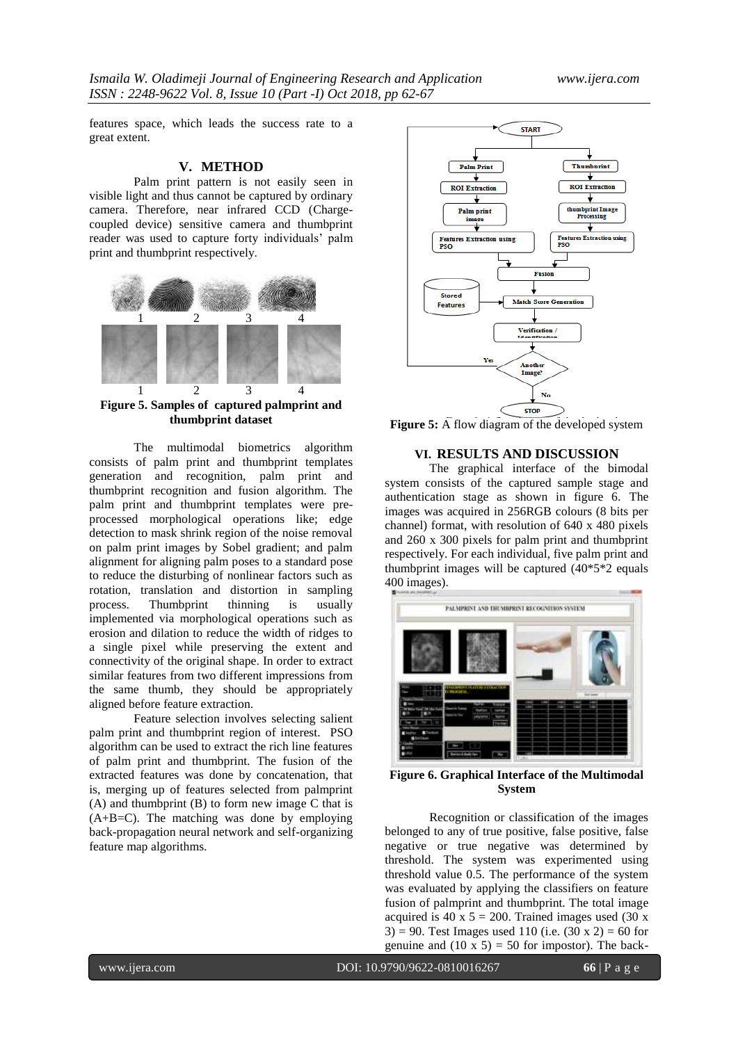features space, which leads the success rate to a great extent.

## V. METHOD

Palm print pattern is not easily seen in visible light and thus cannot be captured by ordinary camera. Therefore, near infrared CCD (Charge-coupled device) sensitive camera and thumbprint reader was used to capture forty individuals' palm print and thumbprint respectively.

**Figure 5. Samples of captured palmprint and thumbprint dataset**

The multimodal biometrics algorithm consists of palm print and thumbprint templates generation and recognition, palm print and thumbprint recognition and fusion algorithm. The palm print and thumbprint templates were pre-processed morphological operations like; edge detection to mask shrink region of the noise removal on palm print images by Sobel gradient; and palm alignment for aligning palm poses to a standard pose to reduce the disturbing of nonlinear factors such as rotation, translation and distortion in sampling process. Thumbprint thinning is usually implemented via morphological operations such as erosion and dilation to reduce the width of ridges to a single pixel while preserving the extent and connectivity of the original shape. In order to extract similar features from two different impressions from the same thumb, they should be appropriately aligned before feature extraction.

Feature selection involves selecting salient palm print and thumbprint region of interest. PSO algorithm can be used to extract the rich line features of palm print and thumbprint. The fusion of the extracted features was done by concatenation, that is, merging up of features selected from palmprint (A) and thumbprint (B) to form new image C that is (A+B=C). The matching was done by employing back-propagation neural network and self-organizing feature map algorithms.

**Figure 5:** A flow diagram of the developed system

## VI. RESULTS AND DISCUSSION

The graphical interface of the bimodal system consists of the captured sample stage and authentication stage as shown in figure 6. The images was acquired in 256RGB colours (8 bits per channel) format, with resolution of 640 x 480 pixels and 260 x 300 pixels for palm print and thumbprint respectively. For each individual, five palm print and thumbprint images will be captured (40*5*2 equals 400 images).

**Figure 6. Graphical Interface of the Multimodal System**

Recognition or classification of the images belonged to any of true positive, false positive, false negative or true negative was determined by threshold. The system was experimented using threshold value 0.5. The performance of the system was evaluated by applying the classifiers on feature fusion of palmprint and thumbprint. The total image acquired is 40 x 5 = 200. Trained images used (30 x 3) = 90. Test Images used 110 (i.e. (30 x 2) = 60 for genuine and (10 x 5) = 50 for impostor). The back-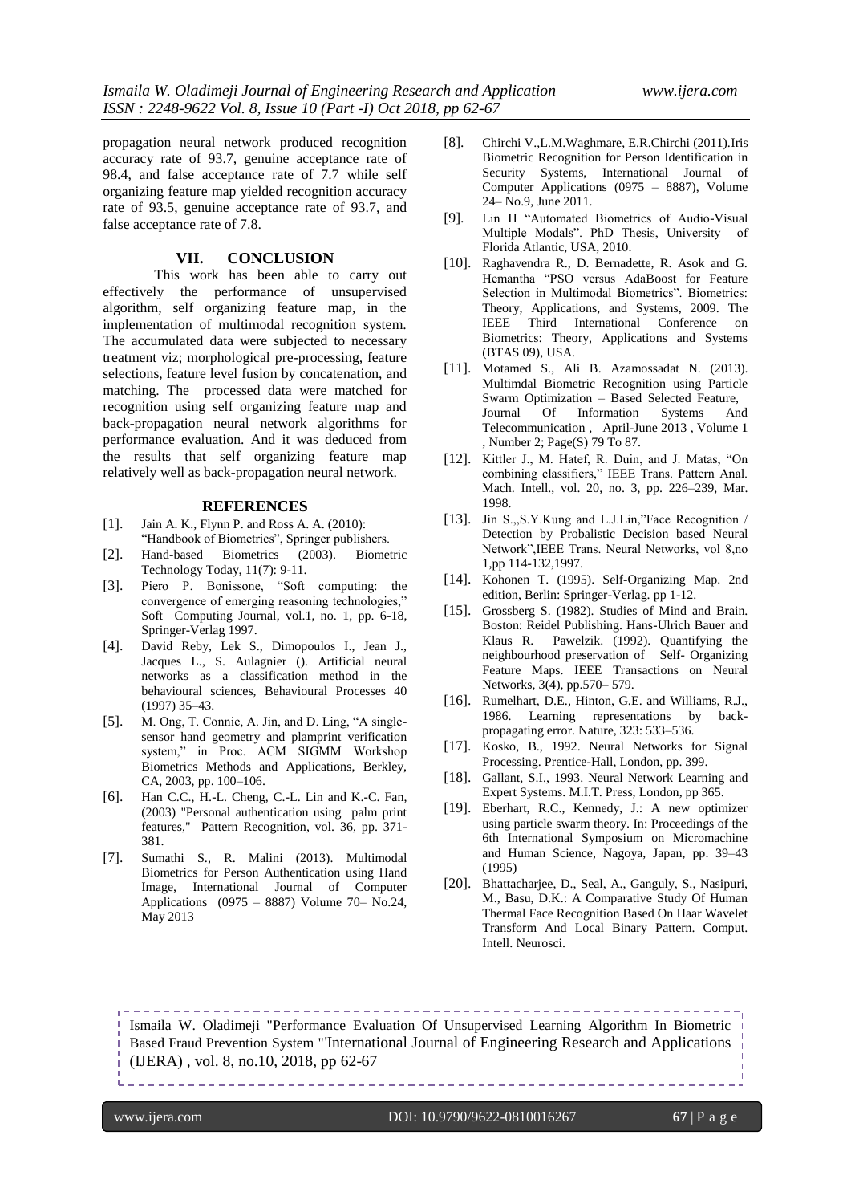propagation neural network produced recognition accuracy rate of 93.7, genuine acceptance rate of 98.4, and false acceptance rate of 7.7 while self organizing feature map yielded recognition accuracy rate of 93.5, genuine acceptance rate of 93.7, and false acceptance rate of 7.8.

## VII. CONCLUSION

This work has been able to carry out effectively the performance of unsupervised algorithm, self organizing feature map, in the implementation of multimodal recognition system. The accumulated data were subjected to necessary treatment viz; morphological pre-processing, feature selections, feature level fusion by concatenation, and matching. The processed data were matched for recognition using self organizing feature map and back-propagation neural network algorithms for performance evaluation. And it was deduced from the results that self organizing feature map relatively well as back-propagation neural network.

## REFERENCES

[1]. Jain A. K., Flynn P. and Ross A. A. (2010): "Handbook of Biometrics", Springer publishers.

[2]. Hand-based Biometrics (2003). Biometric Technology Today, 11(7): 9-11.

[3]. Piero P. Bonissone, "Soft computing: the convergence of emerging reasoning technologies," Soft Computing Journal, vol.1, no. 1, pp. 6-18, Springer-Verlag 1997.

[4]. David Reby, Lek S., Dimopoulos I., Jean J., Jacques L., S. Aulagnier (). Artificial neural networks as a classification method in the behavioural sciences, Behavioural Processes 40 (1997) 35–43.

[5]. M. Ong, T. Connie, A. Jin, and D. Ling, "A single-sensor hand geometry and plamprint verification system," in Proc. ACM SIGMM Workshop Biometrics Methods and Applications, Berkley, CA, 2003, pp. 100–106.

[6]. Han C.C., H.-L. Cheng, C.-L. Lin and K.-C. Fan, (2003) "Personal authentication using palm print features," Pattern Recognition, vol. 36, pp. 371-381.

[7]. Sumathi S., R. Malini (2013). Multimodal Biometrics for Person Authentication using Hand Image, International Journal of Computer Applications (0975 – 8887) Volume 70– No.24, May 2013

[8]. Chirchi V.,L.M.Waghmare, E.R.Chirchi (2011).Iris Biometric Recognition for Person Identification in Security Systems, International Journal of Computer Applications (0975 – 8887), Volume 24– No.9, June 2011.

[9]. Lin H "Automated Biometrics of Audio-Visual Multiple Modals". PhD Thesis, University of Florida Atlantic, USA, 2010.

[10]. Raghavendra R., D. Bernadette, R. Asok and G. Hemantha "PSO versus AdaBoost for Feature Selection in Multimodal Biometrics". Biometrics: Theory, Applications, and Systems, 2009. The IEEE Third International Conference on Biometrics: Theory, Applications and Systems (BTAS 09), USA.

[11]. Motamed S., Ali B. Azamossadat N. (2013). Multimdal Biometric Recognition using Particle Swarm Optimization – Based Selected Feature, Journal Of Information Systems And Telecommunication , April-June 2013 , Volume 1 , Number 2; Page(S) 79 To 87.

[12]. Kittler J., M. Hatef, R. Duin, and J. Matas, "On combining classifiers," IEEE Trans. Pattern Anal. Mach. Intell., vol. 20, no. 3, pp. 226–239, Mar. 1998.

[13]. Jin S.,,S.Y.Kung and L.J.Lin,"Face Recognition / Detection by Probalistic Decision based Neural Network",IEEE Trans. Neural Networks, vol 8,no 1,pp 114-132,1997.

[14]. Kohonen T. (1995). Self-Organizing Map. 2nd edition, Berlin: Springer-Verlag. pp 1-12.

[15]. Grossberg S. (1982). Studies of Mind and Brain. Boston: Reidel Publishing. Hans-Ulrich Bauer and Klaus R. Pawelzik. (1992). Quantifying the neighbourhood preservation of Self- Organizing Feature Maps. IEEE Transactions on Neural Networks, 3(4), pp.570– 579.

[16]. Rumelhart, D.E., Hinton, G.E. and Williams, R.J., 1986. Learning representations by back-propagating error. Nature, 323: 533–536.

[17]. Kosko, B., 1992. Neural Networks for Signal Processing. Prentice-Hall, London, pp. 399.

[18]. Gallant, S.I., 1993. Neural Network Learning and Expert Systems. M.I.T. Press, London, pp 365.

[19]. Eberhart, R.C., Kennedy, J.: A new optimizer using particle swarm theory. In: Proceedings of the 6th International Symposium on Micromachine and Human Science, Nagoya, Japan, pp. 39–43 (1995)

[20]. Bhattacharjee, D., Seal, A., Ganguly, S., Nasipuri, M., Basu, D.K.: A Comparative Study Of Human Thermal Face Recognition Based On Haar Wavelet Transform And Local Binary Pattern. Comput. Intell. Neurosci.

Ismaila W. Oladimeji "Performance Evaluation Of Unsupervised Learning Algorithm In Biometric Based Fraud Prevention System "International Journal of Engineering Research and Applications (IJERA) , vol. 8, no.10, 2018, pp 62-67